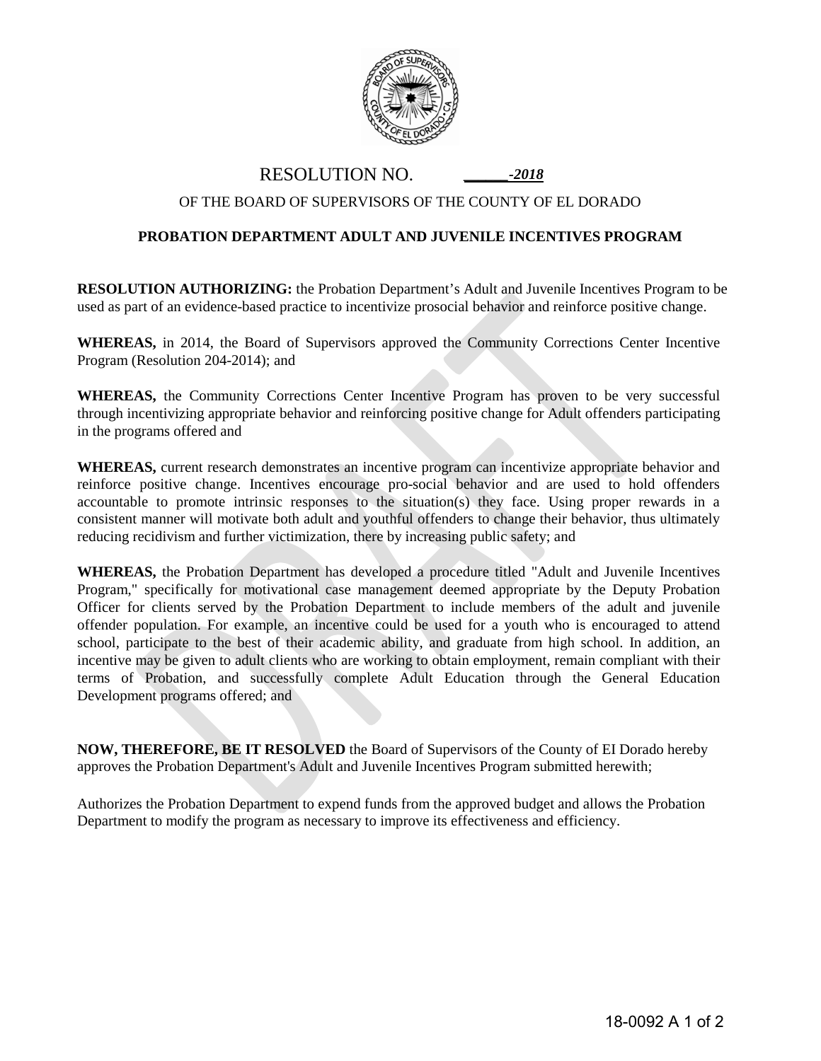# RESOLUTION NO. ______-2018

## OF THE BOARD OF SUPERVISORS OF THE COUNTY OF EL DORADO

### PROBATION DEPARTMENT ADULT AND JUVENILE INCENTIVES PROGRAM

**RESOLUTION AUTHORIZING:** the Probation Department's Adult and Juvenile Incentives Program to be used as part of an evidence-based practice to incentivize prosocial behavior and reinforce positive change.

**WHEREAS,** in 2014, the Board of Supervisors approved the Community Corrections Center Incentive Program (Resolution 204-2014); and

**WHEREAS,** the Community Corrections Center Incentive Program has proven to be very successful through incentivizing appropriate behavior and reinforcing positive change for Adult offenders participating in the programs offered and

**WHEREAS,** current research demonstrates an incentive program can incentivize appropriate behavior and reinforce positive change. Incentives encourage pro-social behavior and are used to hold offenders accountable to promote intrinsic responses to the situation(s) they face. Using proper rewards in a consistent manner will motivate both adult and youthful offenders to change their behavior, thus ultimately reducing recidivism and further victimization, there by increasing public safety; and

**WHEREAS,** the Probation Department has developed a procedure titled "Adult and Juvenile Incentives Program," specifically for motivational case management deemed appropriate by the Deputy Probation Officer for clients served by the Probation Department to include members of the adult and juvenile offender population. For example, an incentive could be used for a youth who is encouraged to attend school, participate to the best of their academic ability, and graduate from high school. In addition, an incentive may be given to adult clients who are working to obtain employment, remain compliant with their terms of Probation, and successfully complete Adult Education through the General Education Development programs offered; and

**NOW, THEREFORE, BE IT RESOLVED** the Board of Supervisors of the County of EI Dorado hereby approves the Probation Department's Adult and Juvenile Incentives Program submitted herewith;

Authorizes the Probation Department to expend funds from the approved budget and allows the Probation Department to modify the program as necessary to improve its effectiveness and efficiency.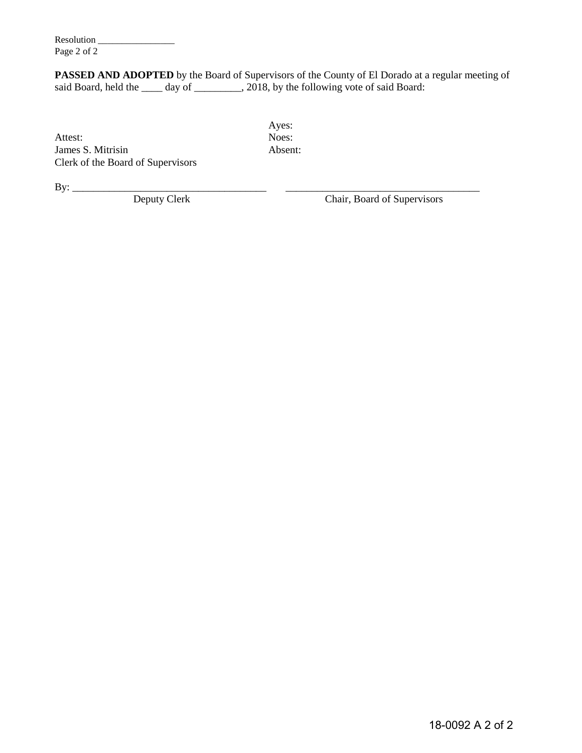**PASSED AND ADOPTED** by the Board of Supervisors of the County of El Dorado at a regular meeting of said Board, held the ____ day of _________, 2018, by the following vote of said Board:

Ayes:
Noes:
Absent:

Attest:
James S. Mitrisin
Clerk of the Board of Supervisors

By: ______________________________________
Deputy Clerk

______________________________________
Chair, Board of Supervisors